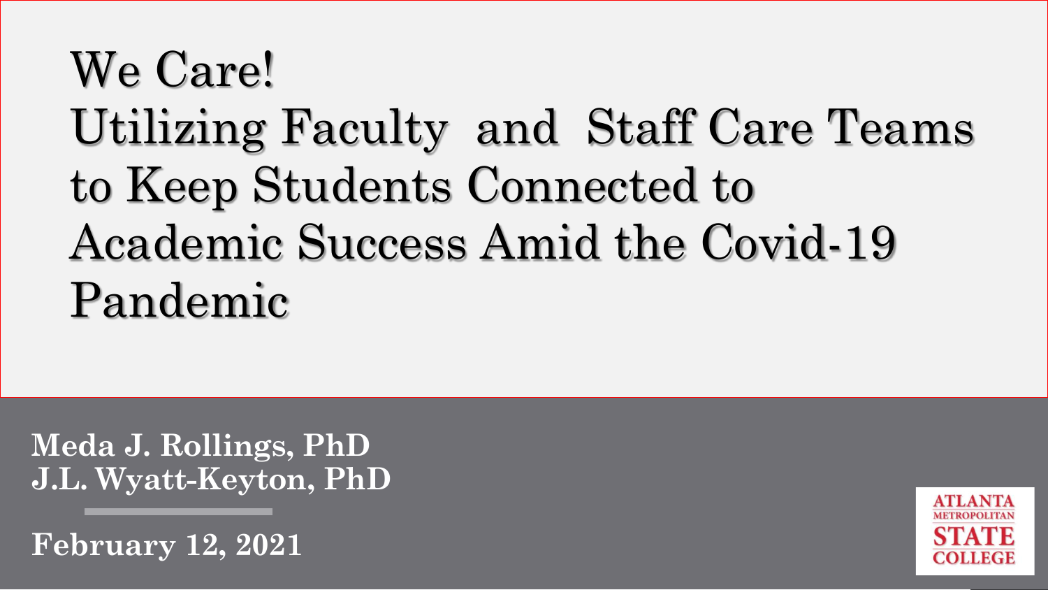# We Care!
# Utilizing Faculty and Staff Care Teams to Keep Students Connected to Academic Success Amid the Covid-19 Pandemic

**Meda J. Rollings, PhD**
**J.L. Wyatt-Keyton, PhD**

**February 12, 2021**

ATLANTA METROPOLITAN STATE COLLEGE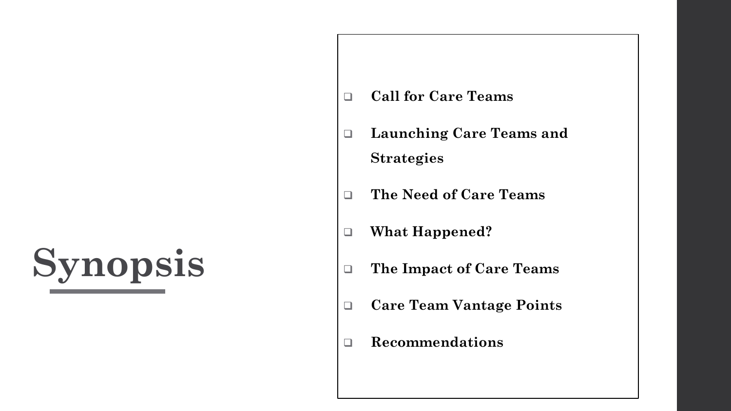# Synopsis

- **Call for Care Teams**
- **Launching Care Teams and Strategies**
- **The Need of Care Teams**
- **What Happened?**
- **The Impact of Care Teams**
- **Care Team Vantage Points**
- **Recommendations**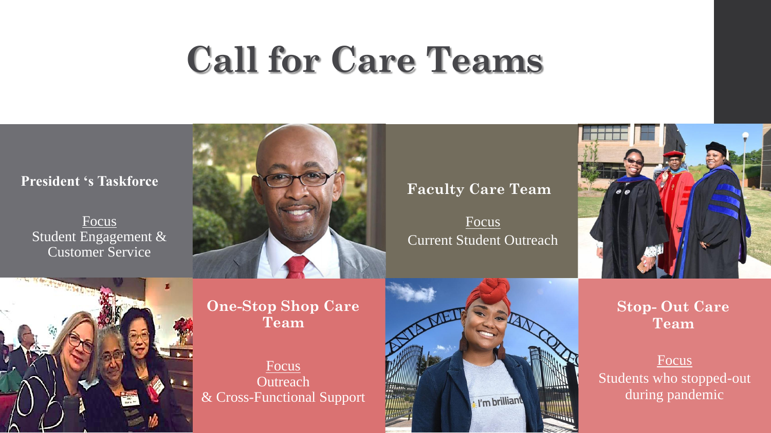# Call for Care Teams

**President 's Taskforce**

Focus
Student Engagement & Customer Service

**Faculty Care Team**

Focus
Current Student Outreach

**One-Stop Shop Care Team**

Focus
Outreach & Cross-Functional Support

**Stop- Out Care Team**

Focus
Students who stopped-out during pandemic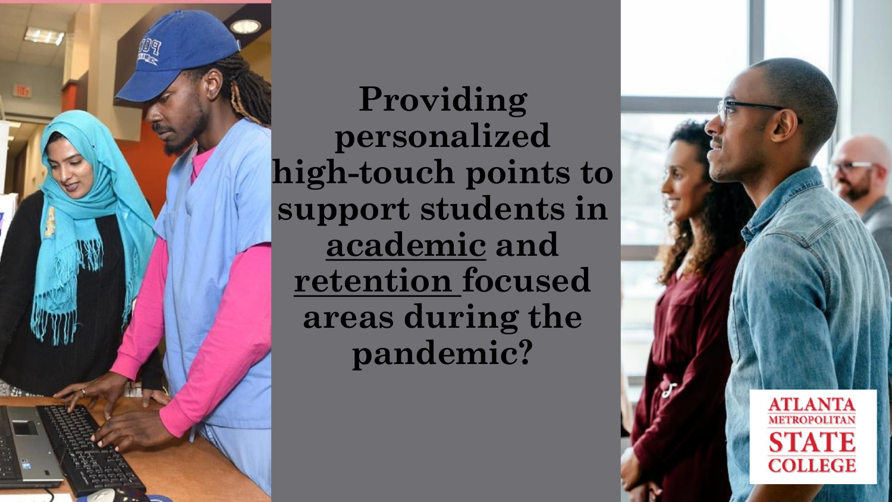**Providing personalized high-touch points to support students in <u>academic</u> and <u>retention</u> focused areas during the pandemic?**

ATLANTA METROPOLITAN STATE COLLEGE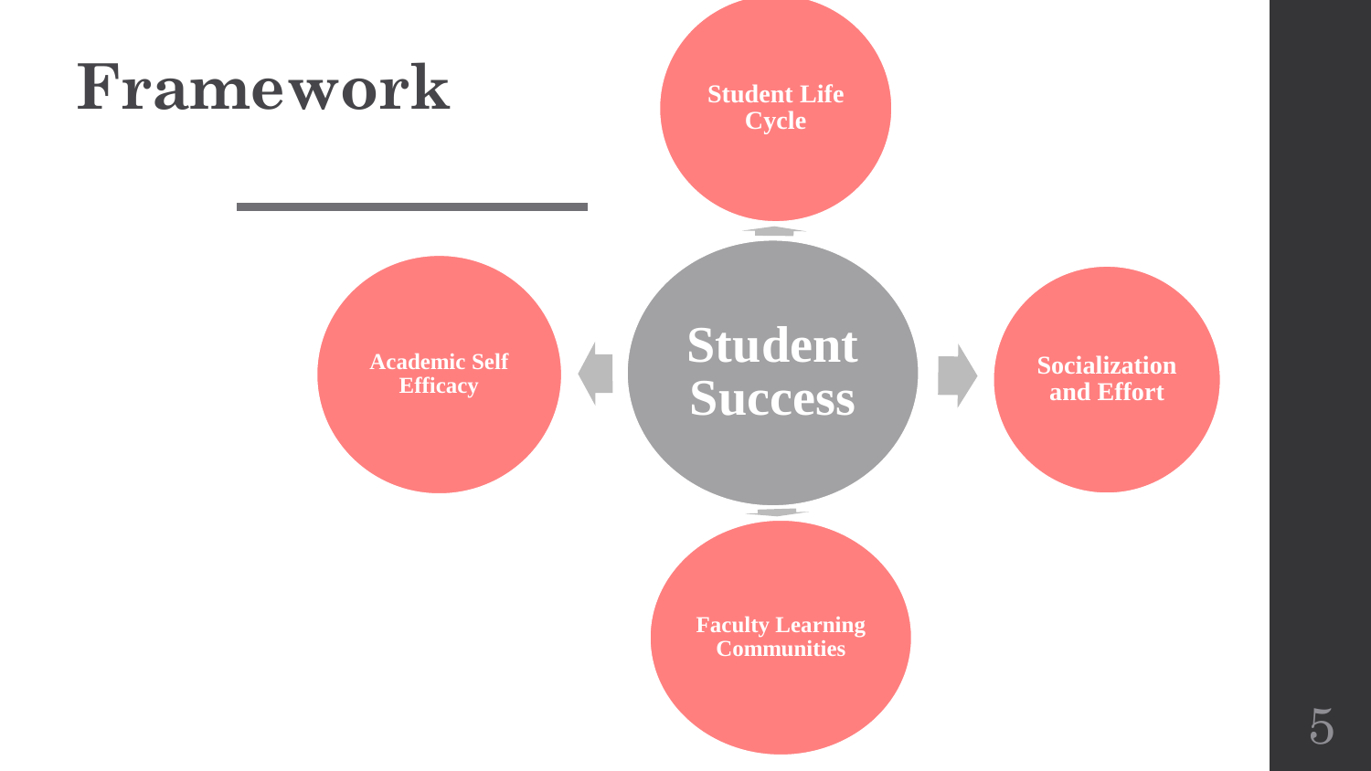# Framework

Student Life Cycle

Academic Self Efficacy

**Student Success**

Socialization and Effort

Faculty Learning Communities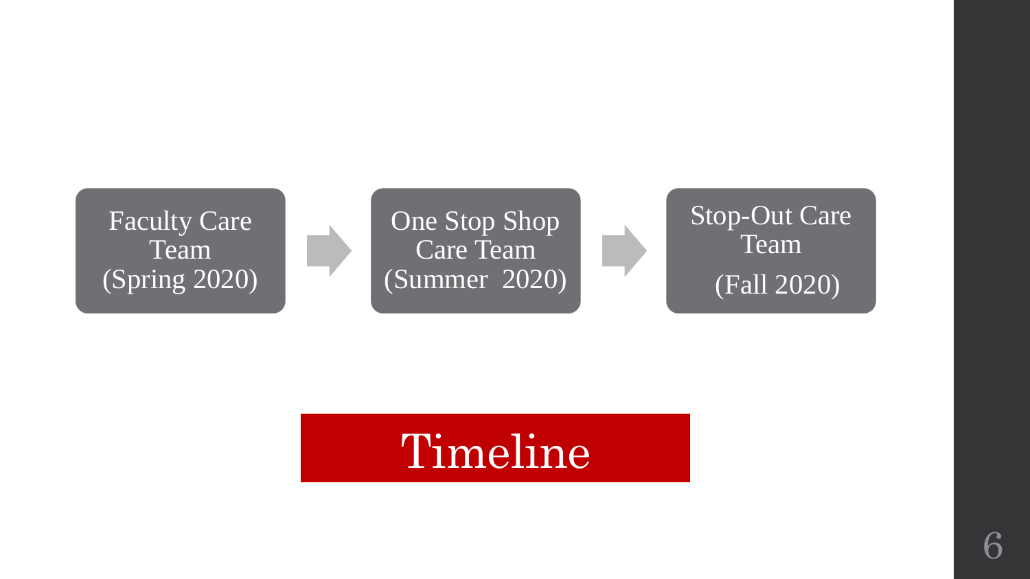# Timeline

Faculty Care Team (Spring 2020) → One Stop Shop Care Team (Summer 2020) → Stop-Out Care Team (Fall 2020)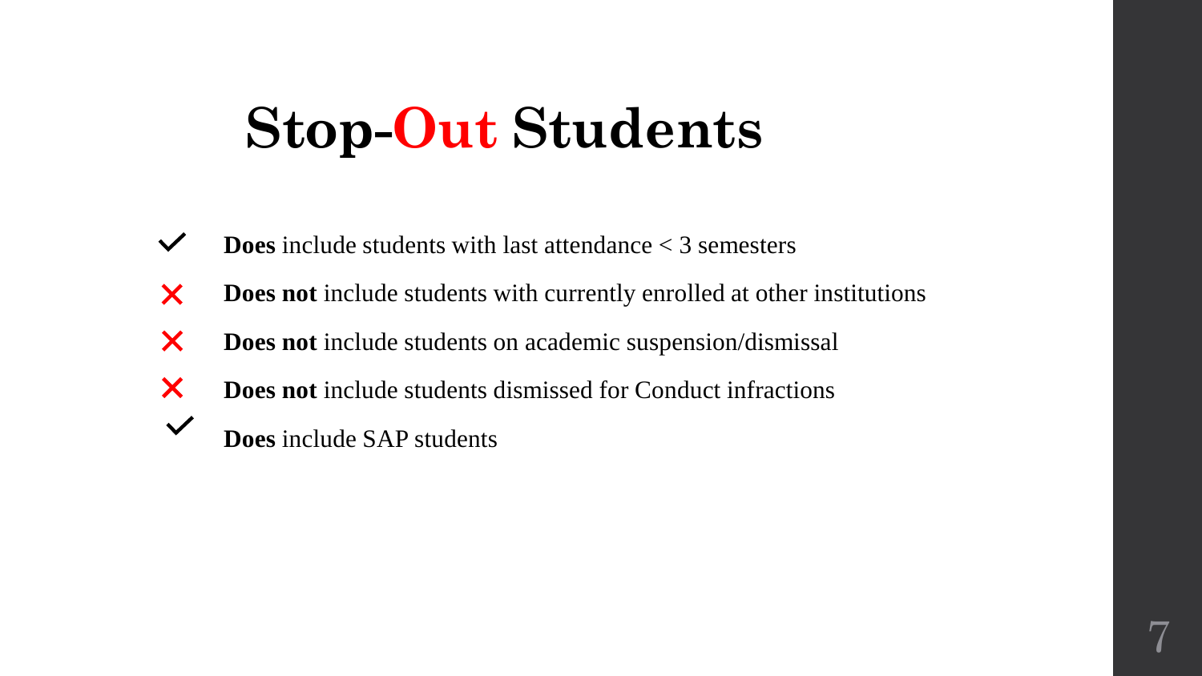# Stop-Out Students

- ✓ **Does** include students with last attendance < 3 semesters
- ✗ **Does not** include students with currently enrolled at other institutions
- ✗ **Does not** include students on academic suspension/dismissal
- ✗ **Does not** include students dismissed for Conduct infractions
- ✓ **Does** include SAP students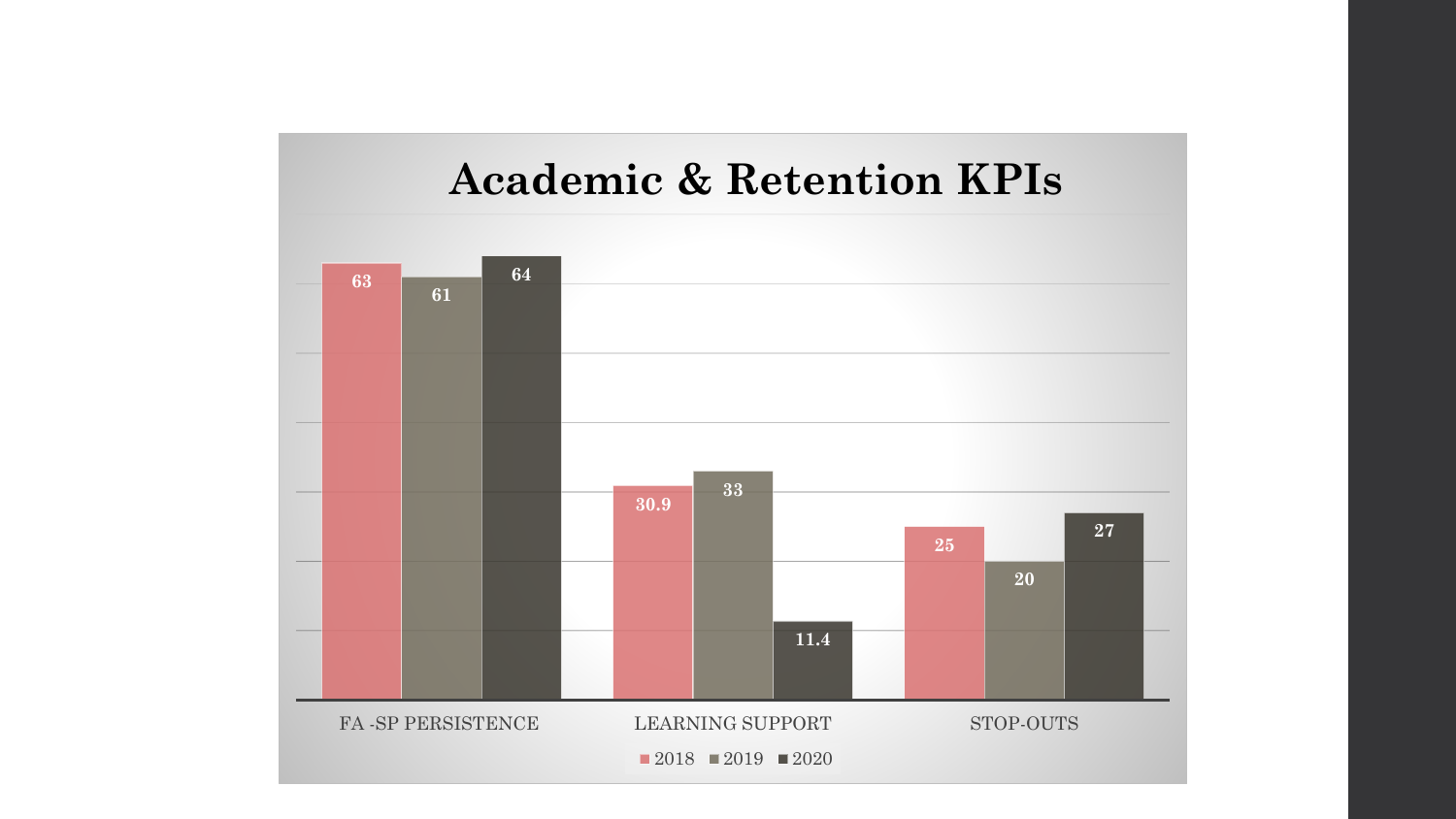# Academic & Retention KPIs

| | 2018 | 2019 | 2020 |
| --- | --- | --- | --- |
| FA -SP PERSISTENCE | 63 | 61 | 64 |
| LEARNING SUPPORT | 30.9 | 33 | 11.4 |
| STOP-OUTS | 25 | 20 | 27 |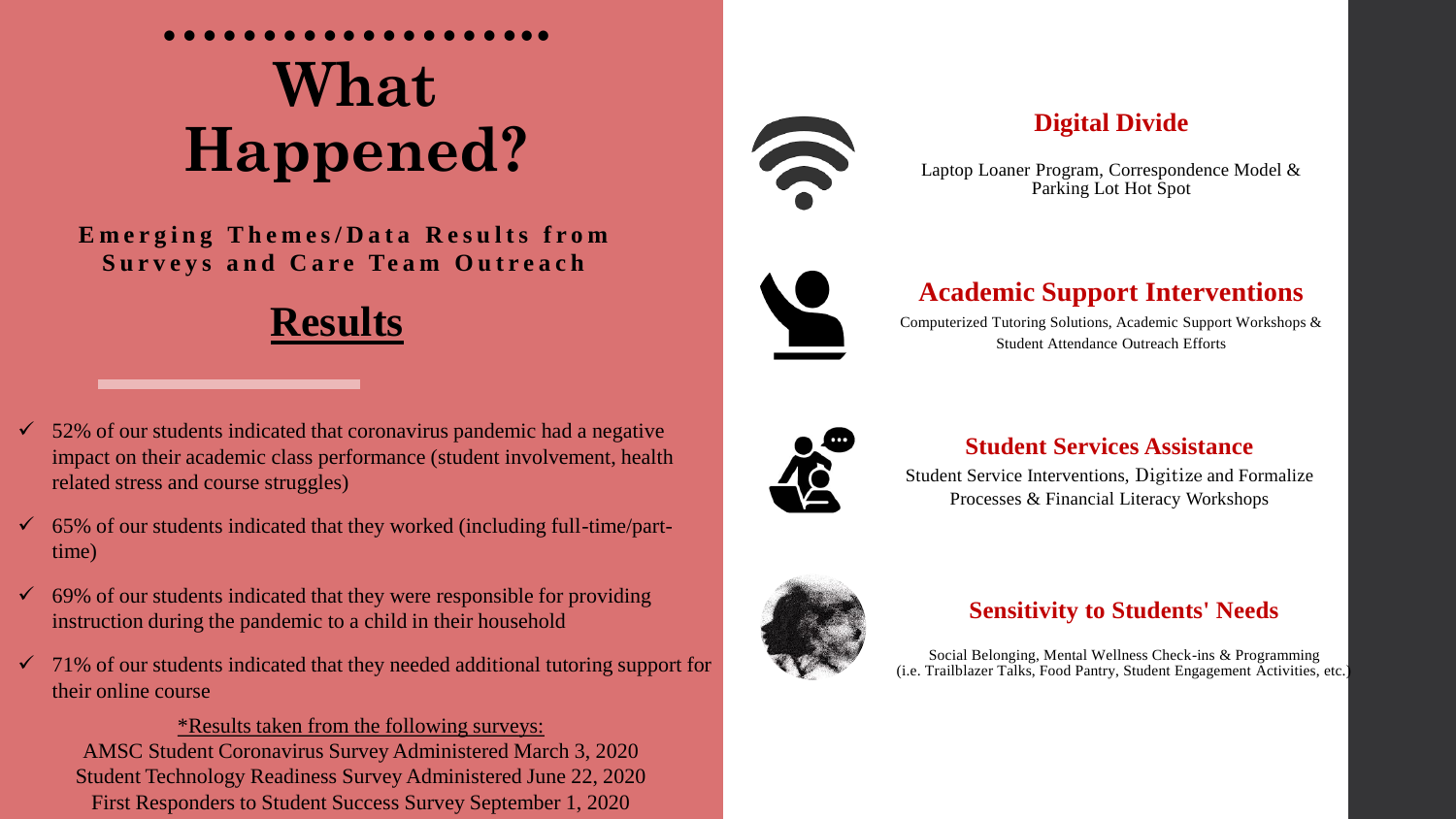# What Happened?

**Emerging Themes/Data Results from Surveys and Care Team Outreach**

## Results

- ✓ 52% of our students indicated that coronavirus pandemic had a negative impact on their academic class performance (student involvement, health related stress and course struggles)
- ✓ 65% of our students indicated that they worked (including full-time/part-time)
- ✓ 69% of our students indicated that they were responsible for providing instruction during the pandemic to a child in their household
- ✓ 71% of our students indicated that they needed additional tutoring support for their online course

*Results taken from the following surveys:
AMSC Student Coronavirus Survey Administered March 3, 2020
Student Technology Readiness Survey Administered June 22, 2020
First Responders to Student Success Survey September 1, 2020

### Digital Divide

Laptop Loaner Program, Correspondence Model & Parking Lot Hot Spot

### Academic Support Interventions

Computerized Tutoring Solutions, Academic Support Workshops & Student Attendance Outreach Efforts

### Student Services Assistance

Student Service Interventions, Digitize and Formalize Processes & Financial Literacy Workshops

### Sensitivity to Students' Needs

Social Belonging, Mental Wellness Check-ins & Programming (i.e. Trailblazer Talks, Food Pantry, Student Engagement Activities, etc.)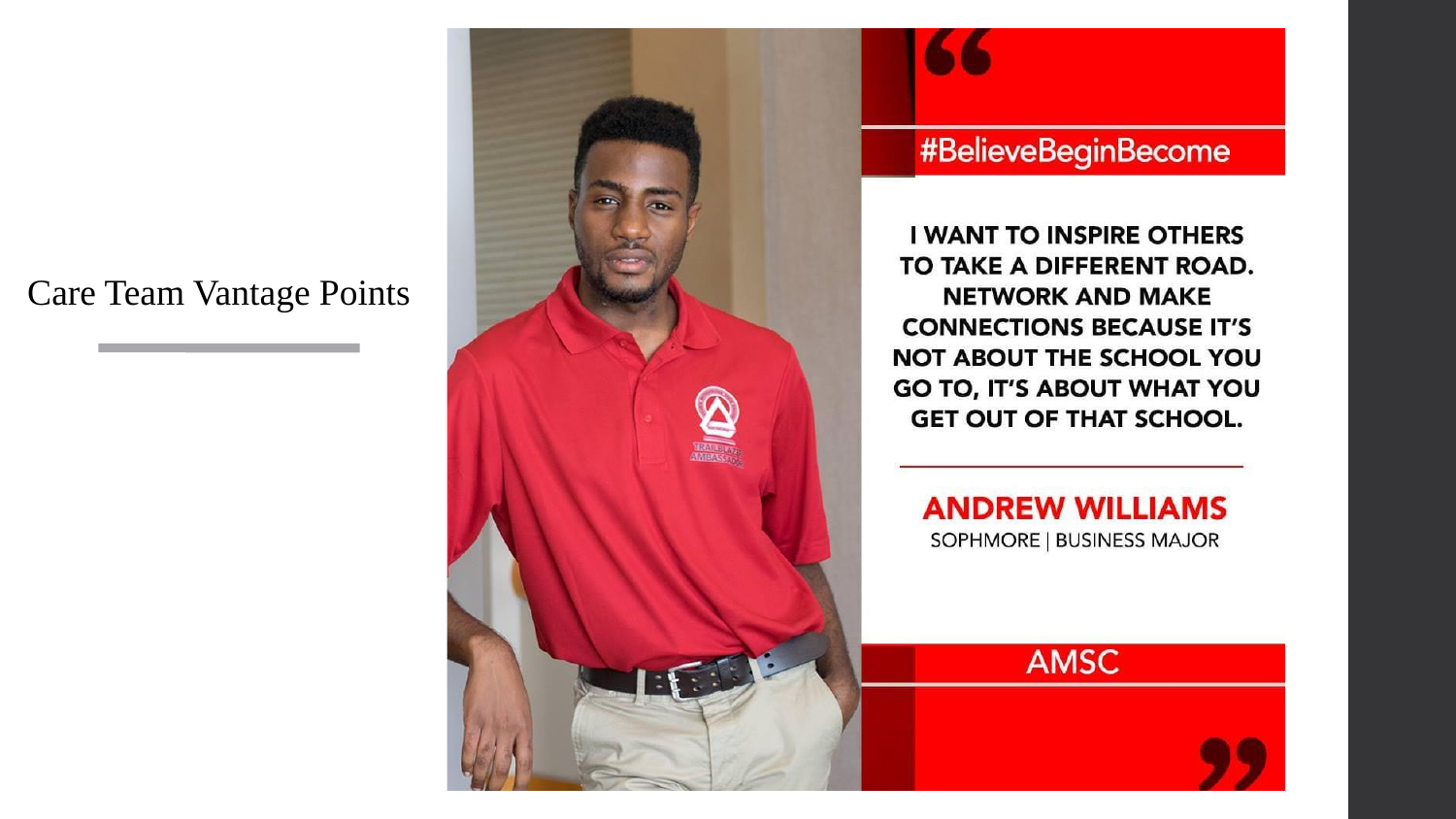# Care Team Vantage Points

#BelieveBeginBecome

**I WANT TO INSPIRE OTHERS TO TAKE A DIFFERENT ROAD. NETWORK AND MAKE CONNECTIONS BECAUSE IT'S NOT ABOUT THE SCHOOL YOU GO TO, IT'S ABOUT WHAT YOU GET OUT OF THAT SCHOOL.**

**ANDREW WILLIAMS**
SOPHMORE | BUSINESS MAJOR

AMSC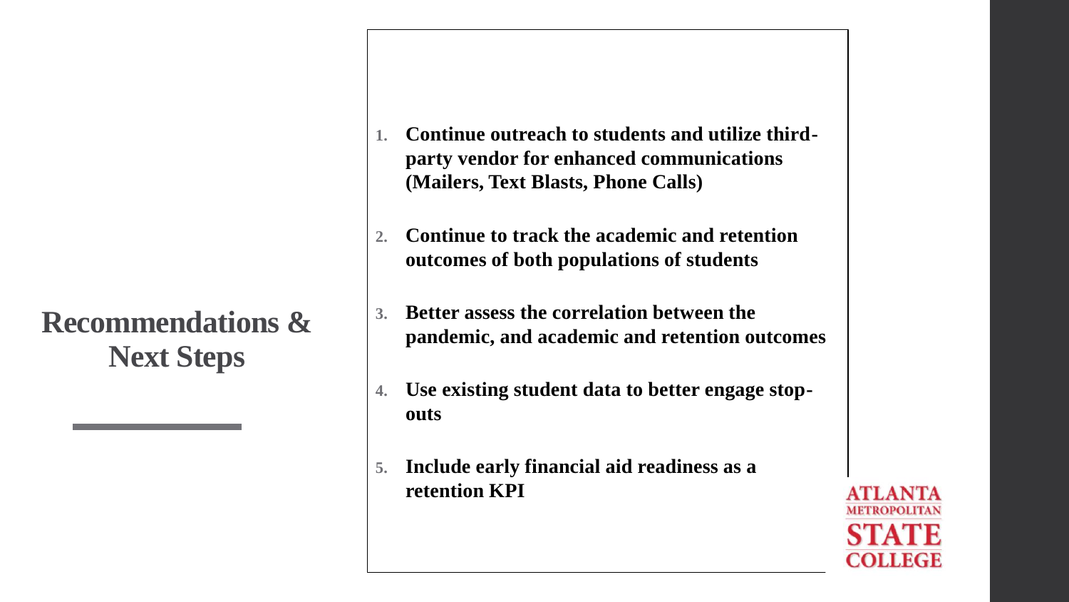# Recommendations & Next Steps

1. **Continue outreach to students and utilize third-party vendor for enhanced communications (Mailers, Text Blasts, Phone Calls)**

2. **Continue to track the academic and retention outcomes of both populations of students**

3. **Better assess the correlation between the pandemic, and academic and retention outcomes**

4. **Use existing student data to better engage stop-outs**

5. **Include early financial aid readiness as a retention KPI**

ATLANTA METROPOLITAN STATE COLLEGE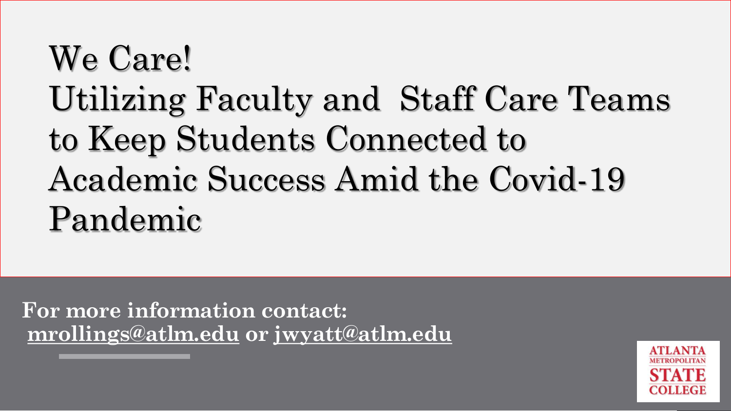# We Care! Utilizing Faculty and Staff Care Teams to Keep Students Connected to Academic Success Amid the Covid-19 Pandemic

**For more information contact:**
**mrollings@atlm.edu or jwyatt@atlm.edu**

ATLANTA METROPOLITAN STATE COLLEGE